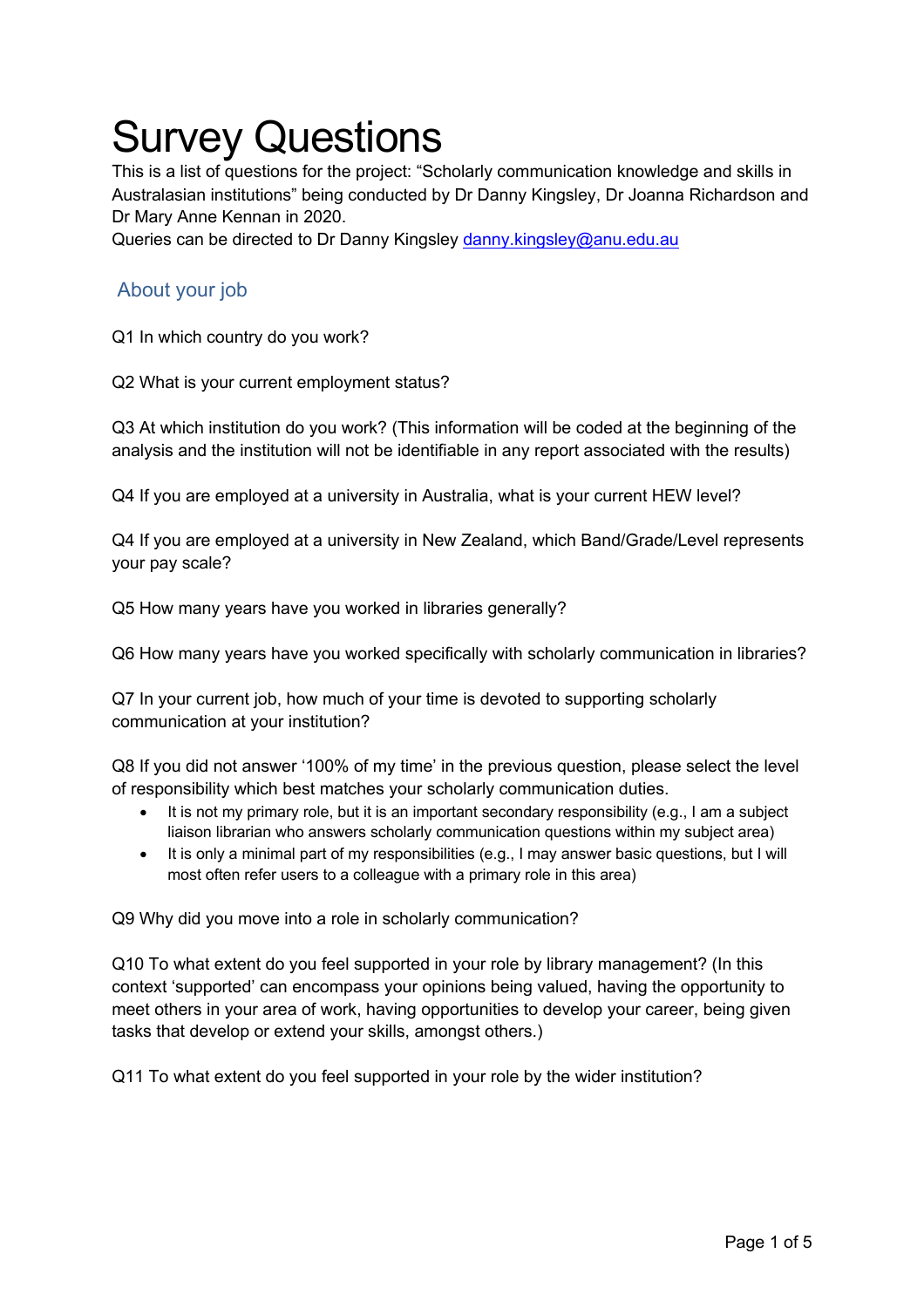# Survey Questions

This is a list of questions for the project: "Scholarly communication knowledge and skills in Australasian institutions" being conducted by Dr Danny Kingsley, Dr Joanna Richardson and Dr Mary Anne Kennan in 2020.

Queries can be directed to Dr Danny Kingsley danny.kingsley@anu.edu.au

## About your job

Q1 In which country do you work?

Q2 What is your current employment status?

Q3 At which institution do you work? (This information will be coded at the beginning of the analysis and the institution will not be identifiable in any report associated with the results)

Q4 If you are employed at a university in Australia, what is your current HEW level?

Q4 If you are employed at a university in New Zealand, which Band/Grade/Level represents your pay scale?

Q5 How many years have you worked in libraries generally?

Q6 How many years have you worked specifically with scholarly communication in libraries?

Q7 In your current job, how much of your time is devoted to supporting scholarly communication at your institution?

Q8 If you did not answer '100% of my time' in the previous question, please select the level of responsibility which best matches your scholarly communication duties.

- It is not my primary role, but it is an important secondary responsibility (e.g., I am a subject liaison librarian who answers scholarly communication questions within my subject area)
- It is only a minimal part of my responsibilities (e.g., I may answer basic questions, but I will most often refer users to a colleague with a primary role in this area)

Q9 Why did you move into a role in scholarly communication?

Q10 To what extent do you feel supported in your role by library management? (In this context 'supported' can encompass your opinions being valued, having the opportunity to meet others in your area of work, having opportunities to develop your career, being given tasks that develop or extend your skills, amongst others.)

Q11 To what extent do you feel supported in your role by the wider institution?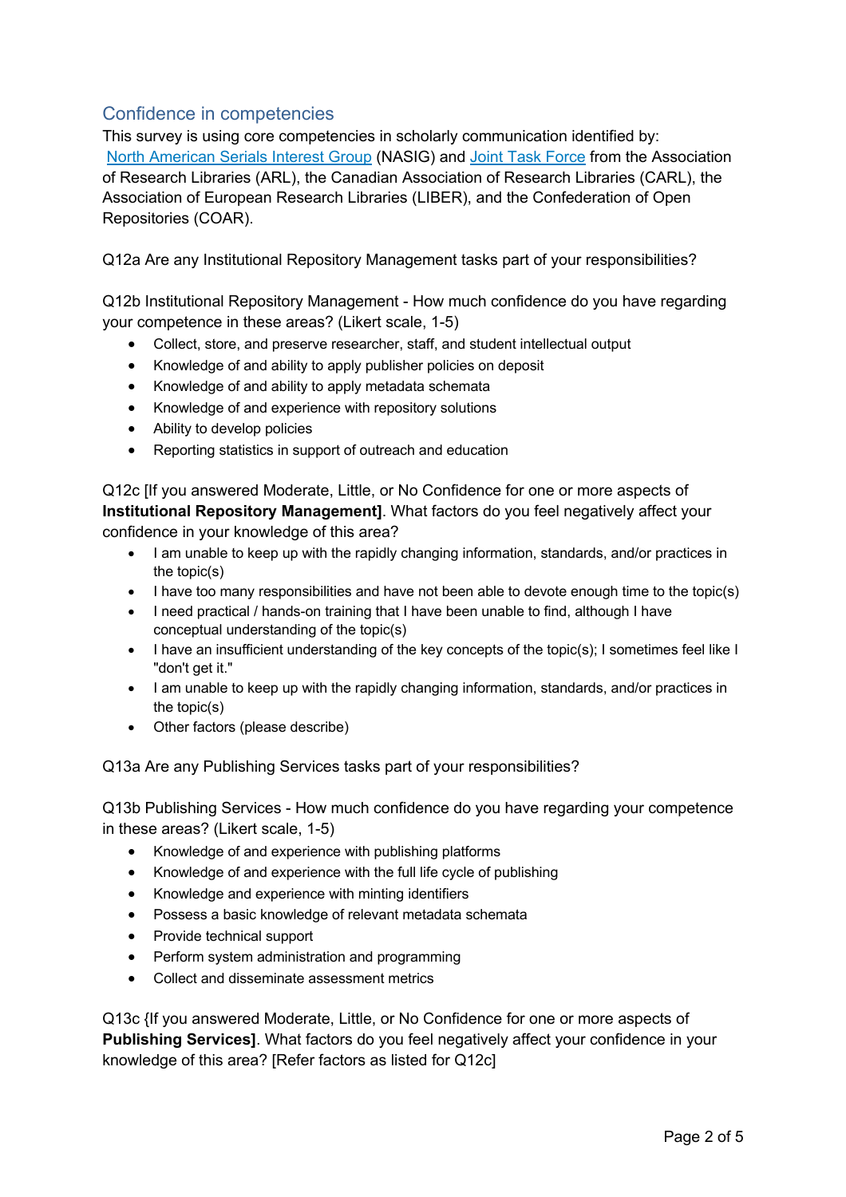## Confidence in competencies

This survey is using core competencies in scholarly communication identified by: North American Serials Interest Group (NASIG) and Joint Task Force from the Association of Research Libraries (ARL), the Canadian Association of Research Libraries (CARL), the Association of European Research Libraries (LIBER), and the Confederation of Open Repositories (COAR).

Q12a Are any Institutional Repository Management tasks part of your responsibilities?

Q12b Institutional Repository Management - How much confidence do you have regarding your competence in these areas? (Likert scale, 1-5)

- Collect, store, and preserve researcher, staff, and student intellectual output
- Knowledge of and ability to apply publisher policies on deposit
- Knowledge of and ability to apply metadata schemata
- Knowledge of and experience with repository solutions
- Ability to develop policies
- Reporting statistics in support of outreach and education

Q12c [If you answered Moderate, Little, or No Confidence for one or more aspects of **Institutional Repository Management]**. What factors do you feel negatively affect your confidence in your knowledge of this area?

- I am unable to keep up with the rapidly changing information, standards, and/or practices in the topic(s)
- I have too many responsibilities and have not been able to devote enough time to the topic(s)
- I need practical / hands-on training that I have been unable to find, although I have conceptual understanding of the topic(s)
- I have an insufficient understanding of the key concepts of the topic(s); I sometimes feel like I "don't get it."
- I am unable to keep up with the rapidly changing information, standards, and/or practices in the topic(s)
- Other factors (please describe)

Q13a Are any Publishing Services tasks part of your responsibilities?

Q13b Publishing Services - How much confidence do you have regarding your competence in these areas? (Likert scale, 1-5)

- Knowledge of and experience with publishing platforms
- Knowledge of and experience with the full life cycle of publishing
- Knowledge and experience with minting identifiers
- Possess a basic knowledge of relevant metadata schemata
- Provide technical support
- Perform system administration and programming
- Collect and disseminate assessment metrics

Q13c {If you answered Moderate, Little, or No Confidence for one or more aspects of **Publishing Services]**. What factors do you feel negatively affect your confidence in your knowledge of this area? [Refer factors as listed for Q12c]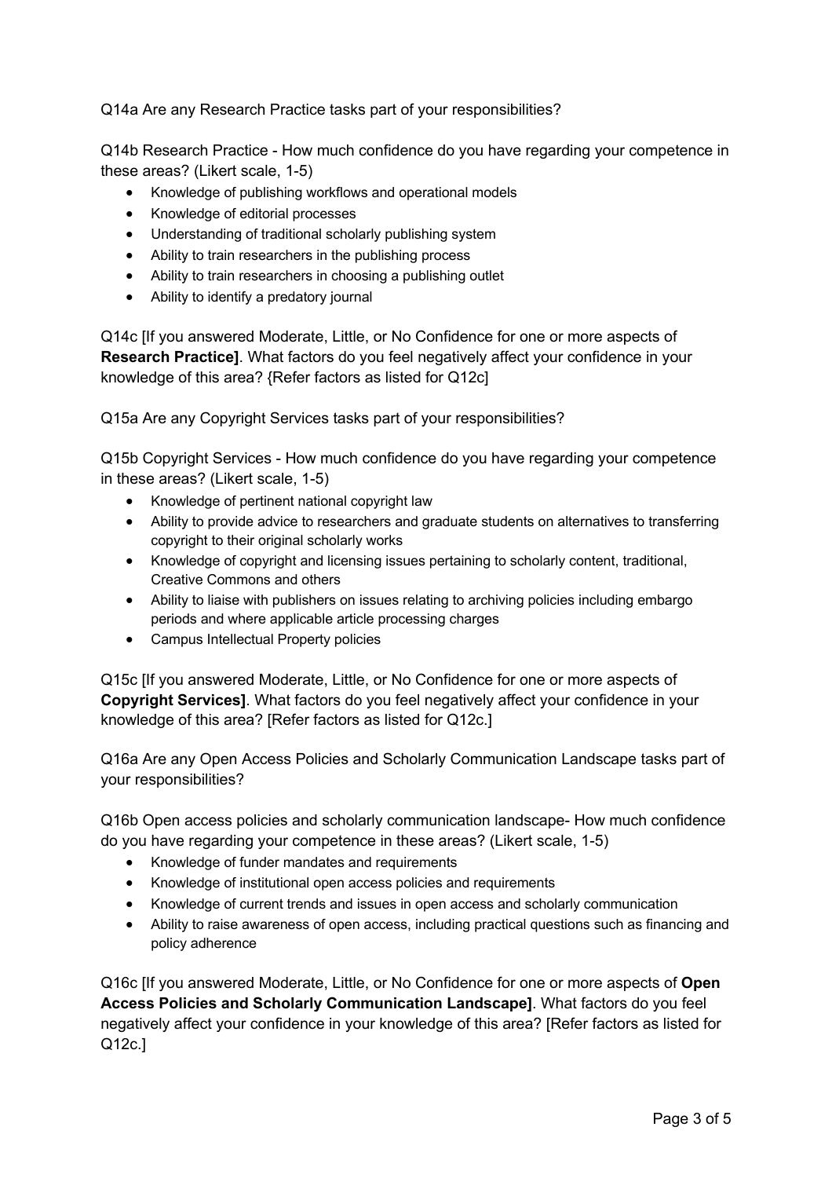Q14a Are any Research Practice tasks part of your responsibilities?

Q14b Research Practice - How much confidence do you have regarding your competence in these areas? (Likert scale, 1-5)

- Knowledge of publishing workflows and operational models
- Knowledge of editorial processes
- Understanding of traditional scholarly publishing system
- Ability to train researchers in the publishing process
- Ability to train researchers in choosing a publishing outlet
- Ability to identify a predatory journal

Q14c [If you answered Moderate, Little, or No Confidence for one or more aspects of **Research Practice]**. What factors do you feel negatively affect your confidence in your knowledge of this area? {Refer factors as listed for Q12c]

Q15a Are any Copyright Services tasks part of your responsibilities?

Q15b Copyright Services - How much confidence do you have regarding your competence in these areas? (Likert scale, 1-5)

- Knowledge of pertinent national copyright law
- Ability to provide advice to researchers and graduate students on alternatives to transferring copyright to their original scholarly works
- Knowledge of copyright and licensing issues pertaining to scholarly content, traditional, Creative Commons and others
- Ability to liaise with publishers on issues relating to archiving policies including embargo periods and where applicable article processing charges
- Campus Intellectual Property policies

Q15c [If you answered Moderate, Little, or No Confidence for one or more aspects of **Copyright Services]**. What factors do you feel negatively affect your confidence in your knowledge of this area? [Refer factors as listed for Q12c.]

Q16a Are any Open Access Policies and Scholarly Communication Landscape tasks part of your responsibilities?

Q16b Open access policies and scholarly communication landscape- How much confidence do you have regarding your competence in these areas? (Likert scale, 1-5)

- Knowledge of funder mandates and requirements
- Knowledge of institutional open access policies and requirements
- Knowledge of current trends and issues in open access and scholarly communication
- Ability to raise awareness of open access, including practical questions such as financing and policy adherence

Q16c [If you answered Moderate, Little, or No Confidence for one or more aspects of **Open Access Policies and Scholarly Communication Landscape]**. What factors do you feel negatively affect your confidence in your knowledge of this area? [Refer factors as listed for Q12c.]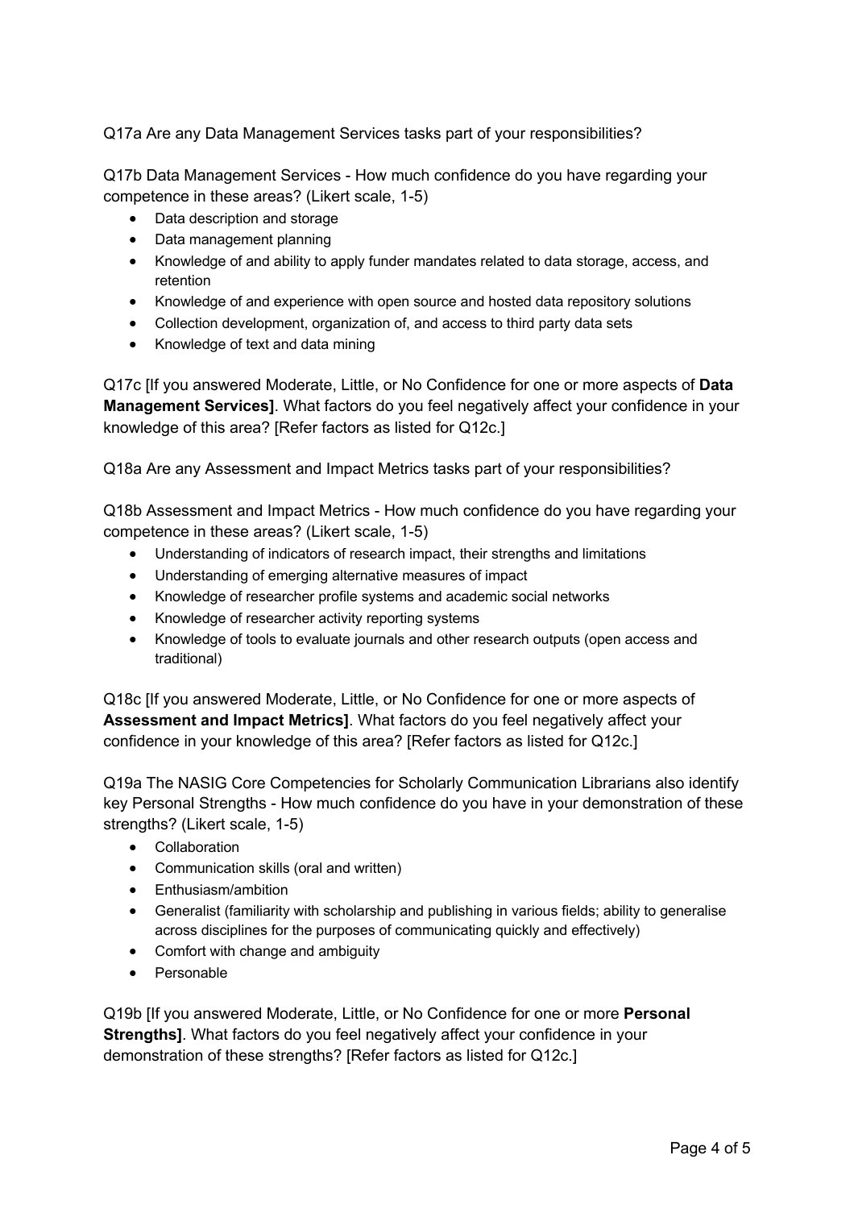Q17a Are any Data Management Services tasks part of your responsibilities?

Q17b Data Management Services - How much confidence do you have regarding your competence in these areas? (Likert scale, 1-5)

- Data description and storage
- Data management planning
- Knowledge of and ability to apply funder mandates related to data storage, access, and retention
- Knowledge of and experience with open source and hosted data repository solutions
- Collection development, organization of, and access to third party data sets
- Knowledge of text and data mining

Q17c [If you answered Moderate, Little, or No Confidence for one or more aspects of **Data Management Services]**. What factors do you feel negatively affect your confidence in your knowledge of this area? [Refer factors as listed for Q12c.]

Q18a Are any Assessment and Impact Metrics tasks part of your responsibilities?

Q18b Assessment and Impact Metrics - How much confidence do you have regarding your competence in these areas? (Likert scale, 1-5)

- Understanding of indicators of research impact, their strengths and limitations
- Understanding of emerging alternative measures of impact
- Knowledge of researcher profile systems and academic social networks
- Knowledge of researcher activity reporting systems
- Knowledge of tools to evaluate journals and other research outputs (open access and traditional)

Q18c [If you answered Moderate, Little, or No Confidence for one or more aspects of **Assessment and Impact Metrics]**. What factors do you feel negatively affect your confidence in your knowledge of this area? [Refer factors as listed for Q12c.]

Q19a The NASIG Core Competencies for Scholarly Communication Librarians also identify key Personal Strengths - How much confidence do you have in your demonstration of these strengths? (Likert scale, 1-5)

- Collaboration
- Communication skills (oral and written)
- Enthusiasm/ambition
- Generalist (familiarity with scholarship and publishing in various fields; ability to generalise across disciplines for the purposes of communicating quickly and effectively)
- Comfort with change and ambiguity
- Personable

Q19b [If you answered Moderate, Little, or No Confidence for one or more **Personal Strengths]**. What factors do you feel negatively affect your confidence in your demonstration of these strengths? [Refer factors as listed for Q12c.]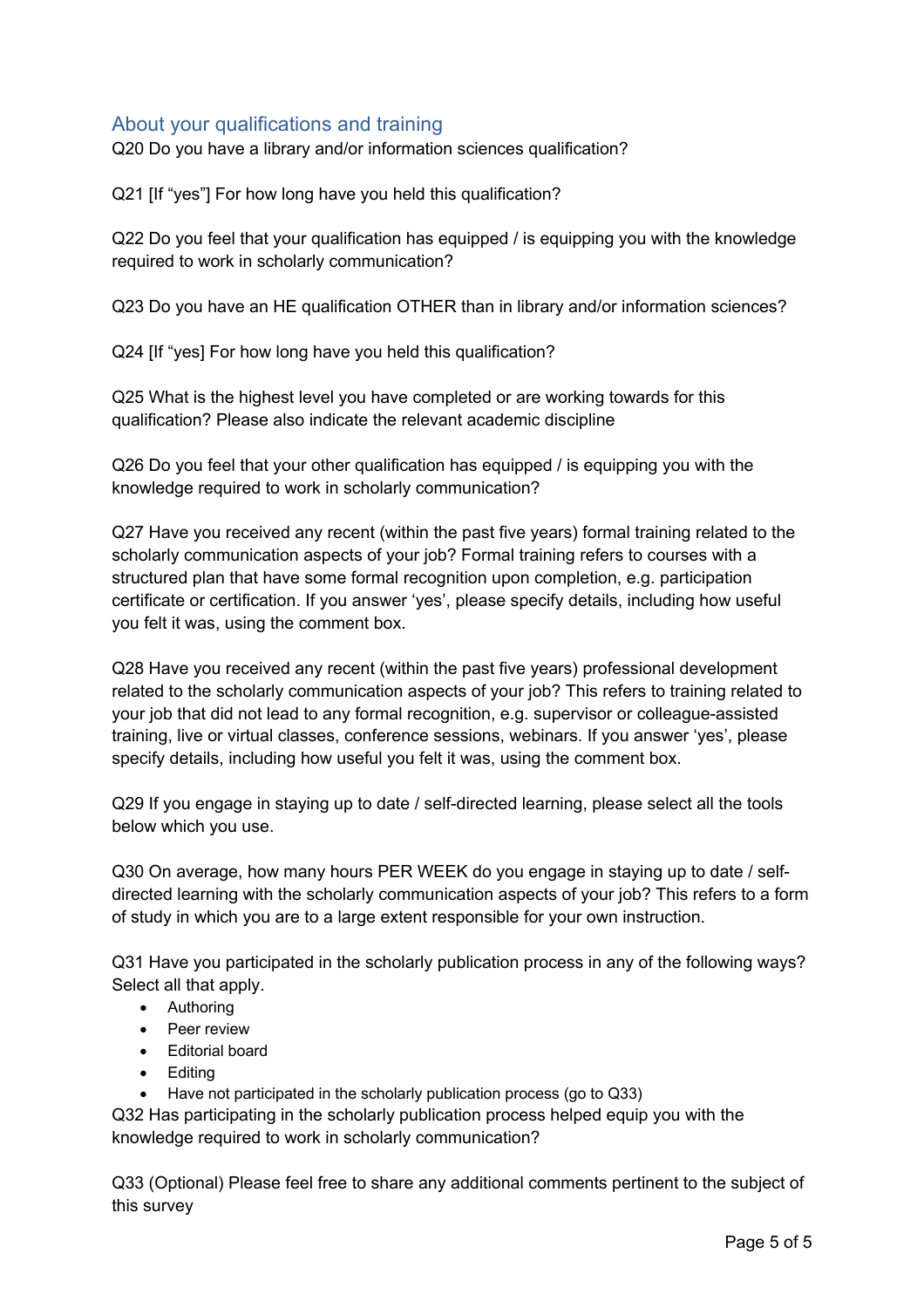## About your qualifications and training

Q20 Do you have a library and/or information sciences qualification?

Q21 [If "yes"] For how long have you held this qualification?

Q22 Do you feel that your qualification has equipped / is equipping you with the knowledge required to work in scholarly communication?

Q23 Do you have an HE qualification OTHER than in library and/or information sciences?

Q24 [If "yes] For how long have you held this qualification?

Q25 What is the highest level you have completed or are working towards for this qualification? Please also indicate the relevant academic discipline

Q26 Do you feel that your other qualification has equipped / is equipping you with the knowledge required to work in scholarly communication?

Q27 Have you received any recent (within the past five years) formal training related to the scholarly communication aspects of your job? Formal training refers to courses with a structured plan that have some formal recognition upon completion, e.g. participation certificate or certification. If you answer 'yes', please specify details, including how useful you felt it was, using the comment box.

Q28 Have you received any recent (within the past five years) professional development related to the scholarly communication aspects of your job? This refers to training related to your job that did not lead to any formal recognition, e.g. supervisor or colleague-assisted training, live or virtual classes, conference sessions, webinars. If you answer 'yes', please specify details, including how useful you felt it was, using the comment box.

Q29 If you engage in staying up to date / self-directed learning, please select all the tools below which you use.

Q30 On average, how many hours PER WEEK do you engage in staying up to date / self-directed learning with the scholarly communication aspects of your job? This refers to a form of study in which you are to a large extent responsible for your own instruction.

Q31 Have you participated in the scholarly publication process in any of the following ways? Select all that apply.

- Authoring
- Peer review
- Editorial board
- Editing
- Have not participated in the scholarly publication process (go to Q33)

Q32 Has participating in the scholarly publication process helped equip you with the knowledge required to work in scholarly communication?

Q33 (Optional) Please feel free to share any additional comments pertinent to the subject of this survey